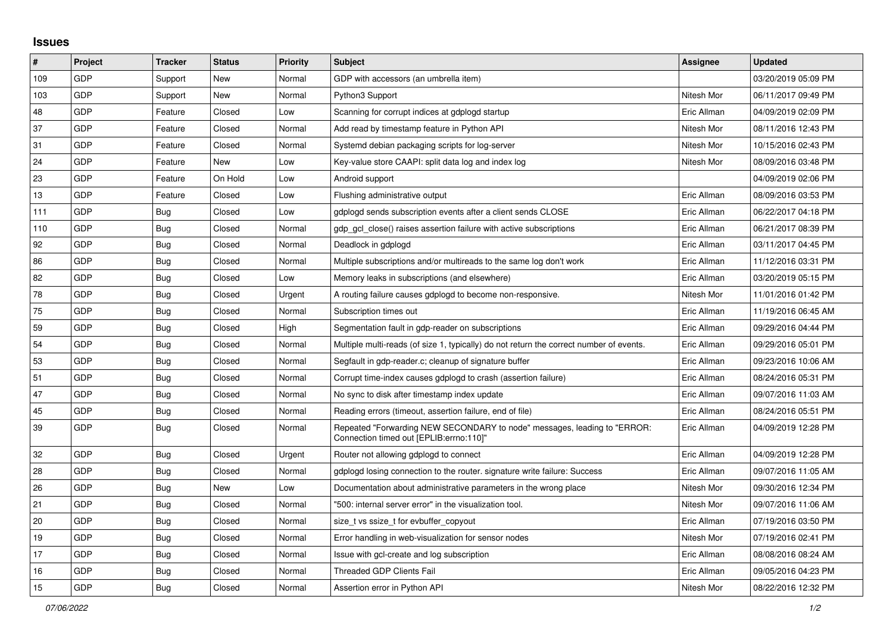## Issues

| # | Project | Tracker | Status | Priority | Subject | Assignee | Updated |
|---|---|---|---|---|---|---|---|
| 109 | GDP | Support | New | Normal | GDP with accessors (an umbrella item) | | 03/20/2019 05:09 PM |
| 103 | GDP | Support | New | Normal | Python3 Support | Nitesh Mor | 06/11/2017 09:49 PM |
| 48 | GDP | Feature | Closed | Low | Scanning for corrupt indices at gdplogd startup | Eric Allman | 04/09/2019 02:09 PM |
| 37 | GDP | Feature | Closed | Normal | Add read by timestamp feature in Python API | Nitesh Mor | 08/11/2016 12:43 PM |
| 31 | GDP | Feature | Closed | Normal | Systemd debian packaging scripts for log-server | Nitesh Mor | 10/15/2016 02:43 PM |
| 24 | GDP | Feature | New | Low | Key-value store CAAPI: split data log and index log | Nitesh Mor | 08/09/2016 03:48 PM |
| 23 | GDP | Feature | On Hold | Low | Android support | | 04/09/2019 02:06 PM |
| 13 | GDP | Feature | Closed | Low | Flushing administrative output | Eric Allman | 08/09/2016 03:53 PM |
| 111 | GDP | Bug | Closed | Low | gdplogd sends subscription events after a client sends CLOSE | Eric Allman | 06/22/2017 04:18 PM |
| 110 | GDP | Bug | Closed | Normal | gdp_gcl_close() raises assertion failure with active subscriptions | Eric Allman | 06/21/2017 08:39 PM |
| 92 | GDP | Bug | Closed | Normal | Deadlock in gdplogd | Eric Allman | 03/11/2017 04:45 PM |
| 86 | GDP | Bug | Closed | Normal | Multiple subscriptions and/or multireads to the same log don't work | Eric Allman | 11/12/2016 03:31 PM |
| 82 | GDP | Bug | Closed | Low | Memory leaks in subscriptions (and elsewhere) | Eric Allman | 03/20/2019 05:15 PM |
| 78 | GDP | Bug | Closed | Urgent | A routing failure causes gdplogd to become non-responsive. | Nitesh Mor | 11/01/2016 01:42 PM |
| 75 | GDP | Bug | Closed | Normal | Subscription times out | Eric Allman | 11/19/2016 06:45 AM |
| 59 | GDP | Bug | Closed | High | Segmentation fault in gdp-reader on subscriptions | Eric Allman | 09/29/2016 04:44 PM |
| 54 | GDP | Bug | Closed | Normal | Multiple multi-reads (of size 1, typically) do not return the correct number of events. | Eric Allman | 09/29/2016 05:01 PM |
| 53 | GDP | Bug | Closed | Normal | Segfault in gdp-reader.c; cleanup of signature buffer | Eric Allman | 09/23/2016 10:06 AM |
| 51 | GDP | Bug | Closed | Normal | Corrupt time-index causes gdplogd to crash (assertion failure) | Eric Allman | 08/24/2016 05:31 PM |
| 47 | GDP | Bug | Closed | Normal | No sync to disk after timestamp index update | Eric Allman | 09/07/2016 11:03 AM |
| 45 | GDP | Bug | Closed | Normal | Reading errors (timeout, assertion failure, end of file) | Eric Allman | 08/24/2016 05:51 PM |
| 39 | GDP | Bug | Closed | Normal | Repeated "Forwarding NEW SECONDARY to node" messages, leading to "ERROR: Connection timed out [EPLIB:errno:110]" | Eric Allman | 04/09/2019 12:28 PM |
| 32 | GDP | Bug | Closed | Urgent | Router not allowing gdplogd to connect | Eric Allman | 04/09/2019 12:28 PM |
| 28 | GDP | Bug | Closed | Normal | gdplogd losing connection to the router. signature write failure: Success | Eric Allman | 09/07/2016 11:05 AM |
| 26 | GDP | Bug | New | Low | Documentation about administrative parameters in the wrong place | Nitesh Mor | 09/30/2016 12:34 PM |
| 21 | GDP | Bug | Closed | Normal | "500: internal server error" in the visualization tool. | Nitesh Mor | 09/07/2016 11:06 AM |
| 20 | GDP | Bug | Closed | Normal | size_t vs ssize_t for evbuffer_copyout | Eric Allman | 07/19/2016 03:50 PM |
| 19 | GDP | Bug | Closed | Normal | Error handling in web-visualization for sensor nodes | Nitesh Mor | 07/19/2016 02:41 PM |
| 17 | GDP | Bug | Closed | Normal | Issue with gcl-create and log subscription | Eric Allman | 08/08/2016 08:24 AM |
| 16 | GDP | Bug | Closed | Normal | Threaded GDP Clients Fail | Eric Allman | 09/05/2016 04:23 PM |
| 15 | GDP | Bug | Closed | Normal | Assertion error in Python API | Nitesh Mor | 08/22/2016 12:32 PM |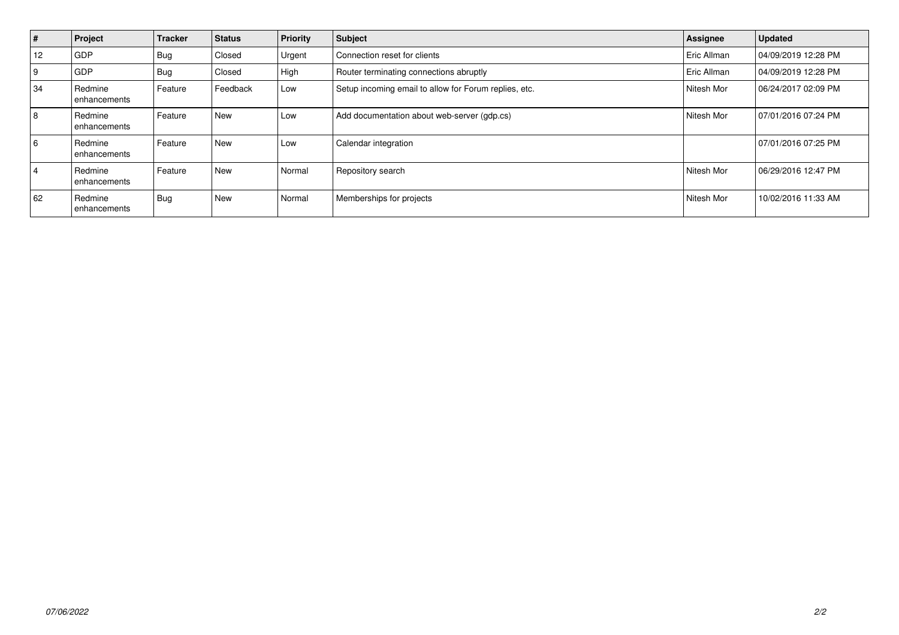| # | Project | Tracker | Status | Priority | Subject | Assignee | Updated |
|---|---|---|---|---|---|---|---|
| 12 | GDP | Bug | Closed | Urgent | Connection reset for clients | Eric Allman | 04/09/2019 12:28 PM |
| 9 | GDP | Bug | Closed | High | Router terminating connections abruptly | Eric Allman | 04/09/2019 12:28 PM |
| 34 | Redmine enhancements | Feature | Feedback | Low | Setup incoming email to allow for Forum replies, etc. | Nitesh Mor | 06/24/2017 02:09 PM |
| 8 | Redmine enhancements | Feature | New | Low | Add documentation about web-server (gdp.cs) | Nitesh Mor | 07/01/2016 07:24 PM |
| 6 | Redmine enhancements | Feature | New | Low | Calendar integration | | 07/01/2016 07:25 PM |
| 4 | Redmine enhancements | Feature | New | Normal | Repository search | Nitesh Mor | 06/29/2016 12:47 PM |
| 62 | Redmine enhancements | Bug | New | Normal | Memberships for projects | Nitesh Mor | 10/02/2016 11:33 AM |